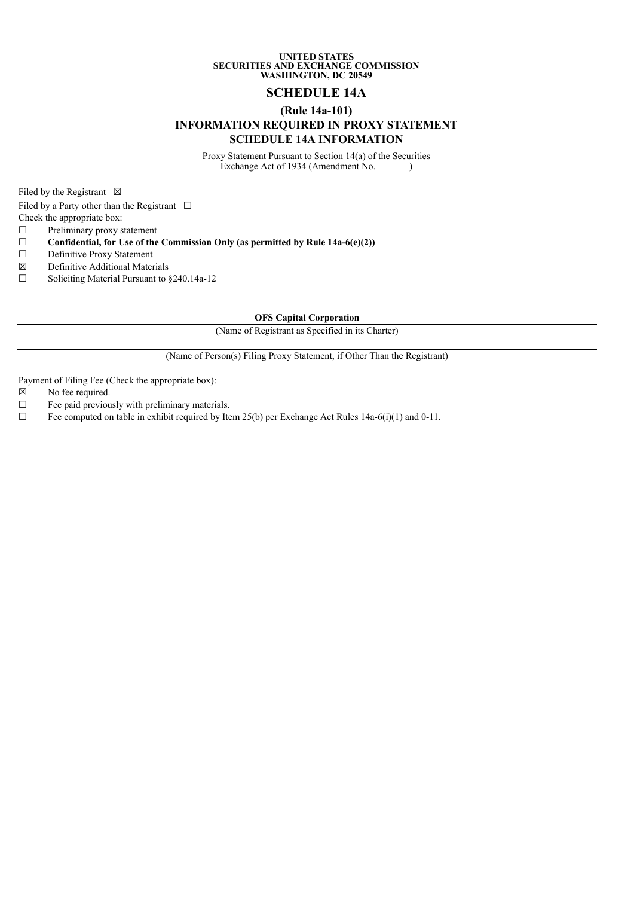**UNITED STATES**
**SECURITIES AND EXCHANGE COMMISSION**
**WASHINGTON, DC 20549**

# SCHEDULE 14A

## (Rule 14a-101)

## INFORMATION REQUIRED IN PROXY STATEMENT

## SCHEDULE 14A INFORMATION

Proxy Statement Pursuant to Section 14(a) of the Securities Exchange Act of 1934 (Amendment No. \_\_\_\_\_\_)

Filed by the Registrant ☒

Filed by a Party other than the Registrant ☐

Check the appropriate box:

☐ Preliminary proxy statement

☐ **Confidential, for Use of the Commission Only (as permitted by Rule 14a-6(e)(2))**

☐ Definitive Proxy Statement

☒ Definitive Additional Materials

☐ Soliciting Material Pursuant to §240.14a-12

**OFS Capital Corporation**

(Name of Registrant as Specified in its Charter)

(Name of Person(s) Filing Proxy Statement, if Other Than the Registrant)

Payment of Filing Fee (Check the appropriate box):

☒ No fee required.

☐ Fee paid previously with preliminary materials.

☐ Fee computed on table in exhibit required by Item 25(b) per Exchange Act Rules 14a-6(i)(1) and 0-11.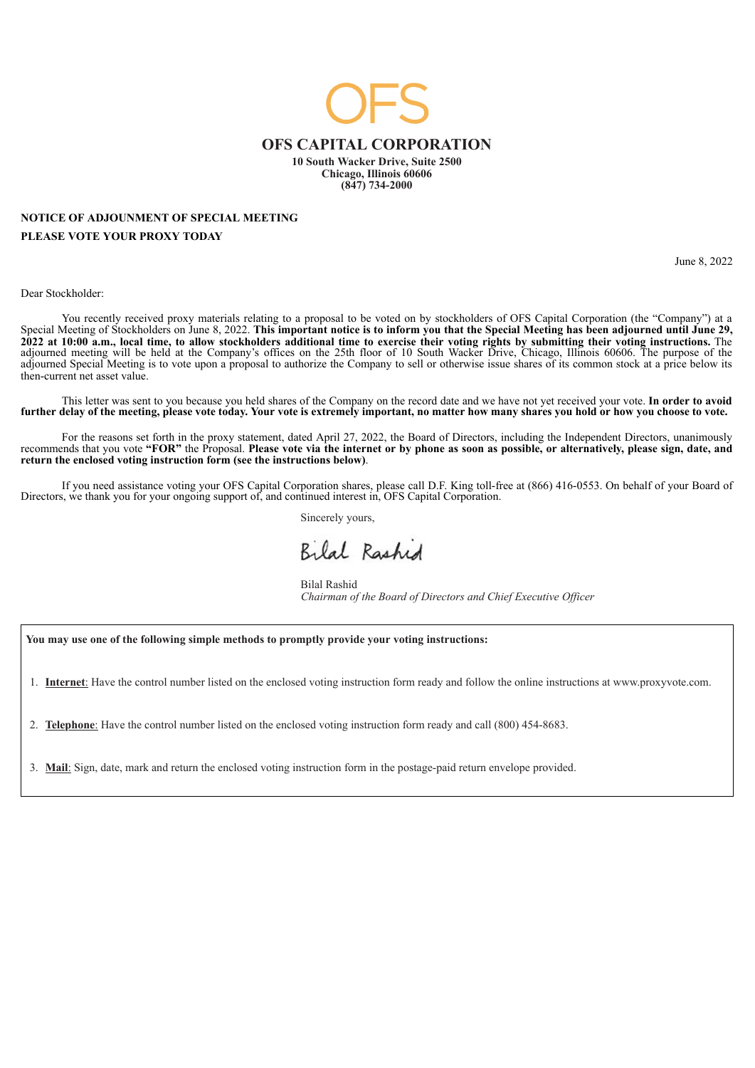# OFS

# OFS CAPITAL CORPORATION

**10 South Wacker Drive, Suite 2500**
**Chicago, Illinois 60606**
**(847) 734-2000**

**NOTICE OF ADJOURNMENT OF SPECIAL MEETING**

**PLEASE VOTE YOUR PROXY TODAY**

June 8, 2022

Dear Stockholder:

You recently received proxy materials relating to a proposal to be voted on by stockholders of OFS Capital Corporation (the "Company") at a Special Meeting of Stockholders on June 8, 2022. **This important notice is to inform you that the Special Meeting has been adjourned until June 29, 2022 at 10:00 a.m., local time, to allow stockholders additional time to exercise their voting rights by submitting their voting instructions.** The adjourned meeting will be held at the Company's offices on the 25th floor of 10 South Wacker Drive, Chicago, Illinois 60606. The purpose of the adjourned Special Meeting is to vote upon a proposal to authorize the Company to sell or otherwise issue shares of its common stock at a price below its then-current net asset value.

This letter was sent to you because you held shares of the Company on the record date and we have not yet received your vote. **In order to avoid further delay of the meeting, please vote today. Your vote is extremely important, no matter how many shares you hold or how you choose to vote.**

For the reasons set forth in the proxy statement, dated April 27, 2022, the Board of Directors, including the Independent Directors, unanimously recommends that you vote **"FOR"** the Proposal. **Please vote via the internet or by phone as soon as possible, or alternatively, please sign, date, and return the enclosed voting instruction form (see the instructions below)**.

If you need assistance voting your OFS Capital Corporation shares, please call D.F. King toll-free at (866) 416-0553. On behalf of your Board of Directors, we thank you for your ongoing support of, and continued interest in, OFS Capital Corporation.

Sincerely yours,

Bilal Rashid

Bilal Rashid
*Chairman of the Board of Directors and Chief Executive Officer*

**You may use one of the following simple methods to promptly provide your voting instructions:**

1. **Internet**: Have the control number listed on the enclosed voting instruction form ready and follow the online instructions at www.proxyvote.com.
2. **Telephone**: Have the control number listed on the enclosed voting instruction form ready and call (800) 454-8683.
3. **Mail**: Sign, date, mark and return the enclosed voting instruction form in the postage-paid return envelope provided.